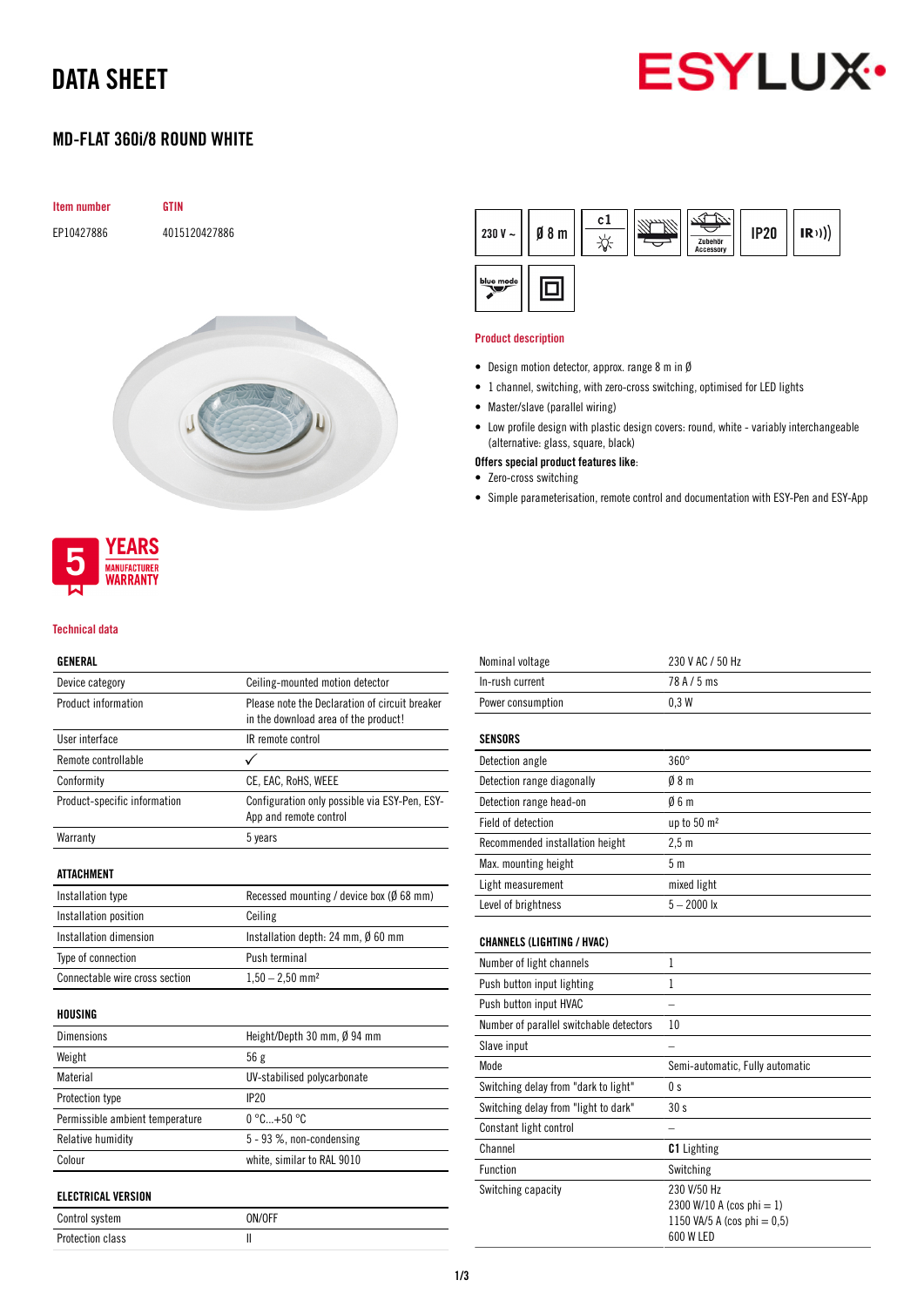# DATA SHEET

## MD-FLAT 360i/8 ROUND WHITE

| Item number | GTIN |
|---|---|
| EP10427886 | 4015120427886 |

5 YEARS MANUFACTURER WARRANTY

### Product description

- Design motion detector, approx. range 8 m in Ø
- 1 channel, switching, with zero-cross switching, optimised for LED lights
- Master/slave (parallel wiring)
- Low profile design with plastic design covers: round, white - variably interchangeable (alternative: glass, square, black)

**Offers special product features like**:

- Zero-cross switching
- Simple parameterisation, remote control and documentation with ESY-Pen and ESY-App

### Technical data

| GENERAL | |
|---|---|
| Device category | Ceiling-mounted motion detector |
| Product information | Please note the Declaration of circuit breaker in the download area of the product! |
| User interface | IR remote control |
| Remote controllable | ✓ |
| Conformity | CE, EAC, RoHS, WEEE |
| Product-specific information | Configuration only possible via ESY-Pen, ESY-App and remote control |
| Warranty | 5 years |

| ATTACHMENT | |
|---|---|
| Installation type | Recessed mounting / device box (Ø 68 mm) |
| Installation position | Ceiling |
| Installation dimension | Installation depth: 24 mm, Ø 60 mm |
| Type of connection | Push terminal |
| Connectable wire cross section | 1,50 – 2,50 mm² |

| HOUSING | |
|---|---|
| Dimensions | Height/Depth 30 mm, Ø 94 mm |
| Weight | 56 g |
| Material | UV-stabilised polycarbonate |
| Protection type | IP20 |
| Permissible ambient temperature | 0 °C...+50 °C |
| Relative humidity | 5 - 93 %, non-condensing |
| Colour | white, similar to RAL 9010 |

| ELECTRICAL VERSION | |
|---|---|
| Control system | ON/OFF |
| Protection class | II |
| Nominal voltage | 230 V AC / 50 Hz |
| In-rush current | 78 A / 5 ms |
| Power consumption | 0,3 W |

| SENSORS | |
|---|---|
| Detection angle | 360° |
| Detection range diagonally | Ø 8 m |
| Detection range head-on | Ø 6 m |
| Field of detection | up to 50 m² |
| Recommended installation height | 2,5 m |
| Max. mounting height | 5 m |
| Light measurement | mixed light |
| Level of brightness | 5 – 2000 lx |

| CHANNELS (LIGHTING / HVAC) | |
|---|---|
| Number of light channels | 1 |
| Push button input lighting | 1 |
| Push button input HVAC | – |
| Number of parallel switchable detectors | 10 |
| Slave input | – |
| Mode | Semi-automatic, Fully automatic |
| Switching delay from "dark to light" | 0 s |
| Switching delay from "light to dark" | 30 s |
| Constant light control | – |
| Channel | **C1** Lighting |
| Function | Switching |
| Switching capacity | 230 V/50 Hz<br>2300 W/10 A (cos phi = 1)<br>1150 VA/5 A (cos phi = 0,5)<br>600 W LED |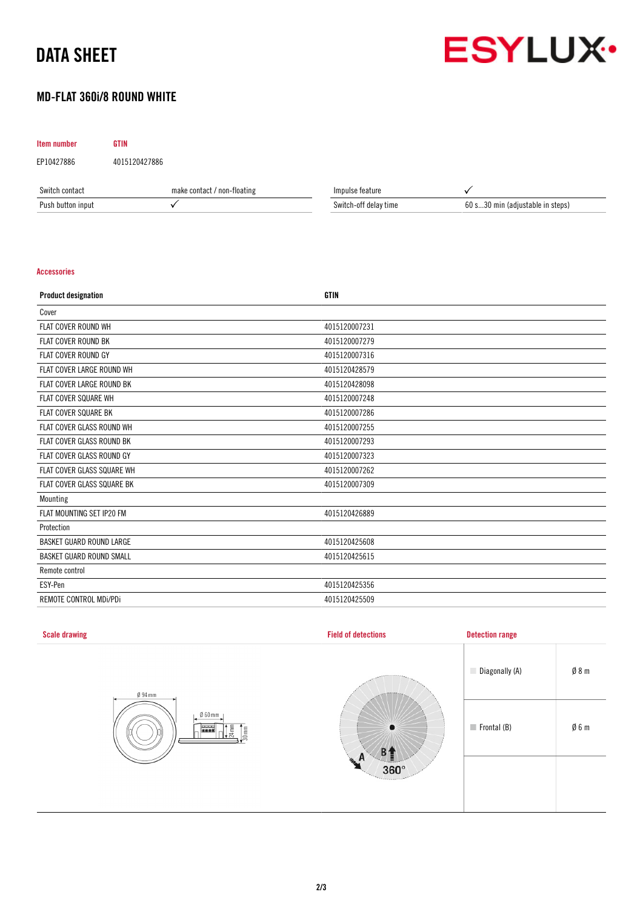# DATA SHEET

## MD-FLAT 360i/8 ROUND WHITE

| Item number | GTIN |
|---|---|
| EP10427886 | 4015120427886 |

| Switch contact | make contact / non-floating | Impulse feature | ✓ |
|---|---|---|---|
| Push button input | ✓ | Switch-off delay time | 60 s...30 min (adjustable in steps) |

### Accessories

| Product designation | GTIN |
|---|---|
| Cover | |
| FLAT COVER ROUND WH | 4015120007231 |
| FLAT COVER ROUND BK | 4015120007279 |
| FLAT COVER ROUND GY | 4015120007316 |
| FLAT COVER LARGE ROUND WH | 4015120428579 |
| FLAT COVER LARGE ROUND BK | 4015120428098 |
| FLAT COVER SQUARE WH | 4015120007248 |
| FLAT COVER SQUARE BK | 4015120007286 |
| FLAT COVER GLASS ROUND WH | 4015120007255 |
| FLAT COVER GLASS ROUND BK | 4015120007293 |
| FLAT COVER GLASS ROUND GY | 4015120007323 |
| FLAT COVER GLASS SQUARE WH | 4015120007262 |
| FLAT COVER GLASS SQUARE BK | 4015120007309 |
| Mounting | |
| FLAT MOUNTING SET IP20 FM | 4015120426889 |
| Protection | |
| BASKET GUARD ROUND LARGE | 4015120425608 |
| BASKET GUARD ROUND SMALL | 4015120425615 |
| Remote control | |
| ESY-Pen | 4015120425356 |
| REMOTE CONTROL MDi/PDi | 4015120425509 |

### Scale drawing

Ø 94 mm, Ø 60 mm, 24 mm, 30 mm

### Field of detections

A, B, 360°

### Detection range

| | |
|---|---|
| Diagonally (A) | Ø 8 m |
| Frontal (B) | Ø 6 m |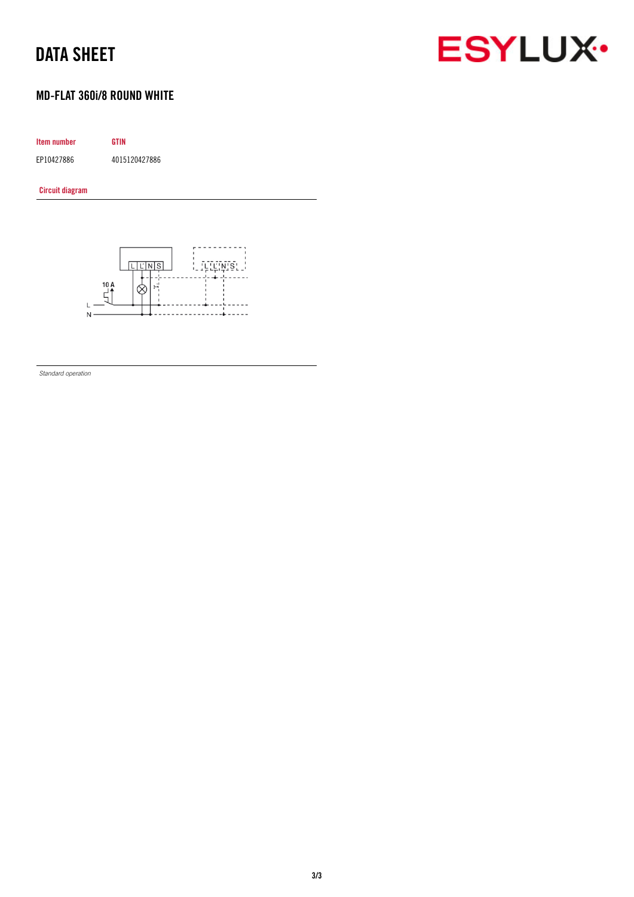# DATA SHEET

## MD-FLAT 360i/8 ROUND WHITE

| Item number | GTIN |
| --- | --- |
| EP10427886 | 4015120427886 |

### Circuit diagram

L L' N S

L L' N S

10 A

L

N

*Standard operation*